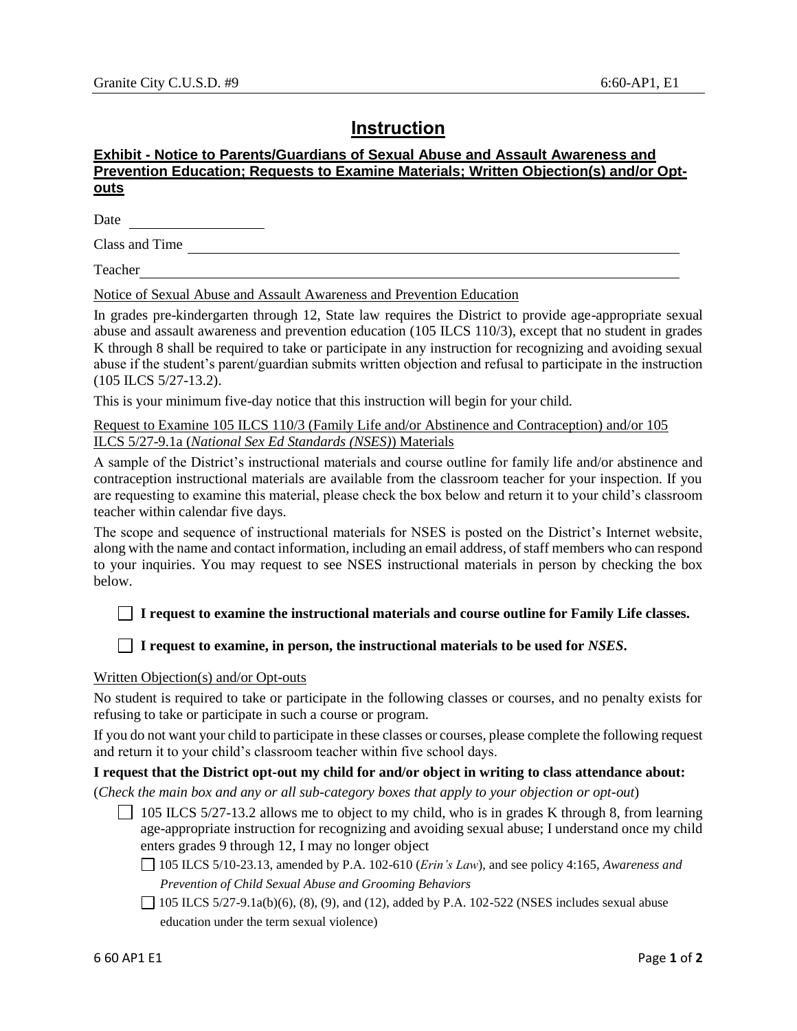# Instruction

## Exhibit - Notice to Parents/Guardians of Sexual Abuse and Assault Awareness and Prevention Education; Requests to Examine Materials; Written Objection(s) and/or Opt-outs

Date \_\_\_\_\_\_\_\_\_\_\_\_\_\_\_\_\_\_

Class and Time \_\_\_\_\_\_\_\_\_\_\_\_\_\_\_\_\_\_\_\_\_\_\_\_\_\_\_\_\_\_\_\_\_\_\_\_\_\_\_\_\_\_\_\_\_\_\_\_\_\_\_\_\_\_\_\_\_\_\_\_\_\_\_\_

Teacher \_\_\_\_\_\_\_\_\_\_\_\_\_\_\_\_\_\_\_\_\_\_\_\_\_\_\_\_\_\_\_\_\_\_\_\_\_\_\_\_\_\_\_\_\_\_\_\_\_\_\_\_\_\_\_\_\_\_\_\_\_\_\_\_\_\_\_\_\_\_\_\_\_\_

Notice of Sexual Abuse and Assault Awareness and Prevention Education

In grades pre-kindergarten through 12, State law requires the District to provide age-appropriate sexual abuse and assault awareness and prevention education (105 ILCS 110/3), except that no student in grades K through 8 shall be required to take or participate in any instruction for recognizing and avoiding sexual abuse if the student's parent/guardian submits written objection and refusal to participate in the instruction (105 ILCS 5/27-13.2).

This is your minimum five-day notice that this instruction will begin for your child.

Request to Examine 105 ILCS 110/3 (Family Life and/or Abstinence and Contraception) and/or 105 ILCS 5/27-9.1a (*National Sex Ed Standards (NSES)*) Materials

A sample of the District's instructional materials and course outline for family life and/or abstinence and contraception instructional materials are available from the classroom teacher for your inspection. If you are requesting to examine this material, please check the box below and return it to your child's classroom teacher within calendar five days.

The scope and sequence of instructional materials for NSES is posted on the District's Internet website, along with the name and contact information, including an email address, of staff members who can respond to your inquiries. You may request to see NSES instructional materials in person by checking the box below.

☐ **I request to examine the instructional materials and course outline for Family Life classes.**

☐ **I request to examine, in person, the instructional materials to be used for *NSES*.**

Written Objection(s) and/or Opt-outs

No student is required to take or participate in the following classes or courses, and no penalty exists for refusing to take or participate in such a course or program.

If you do not want your child to participate in these classes or courses, please complete the following request and return it to your child's classroom teacher within five school days.

**I request that the District opt-out my child for and/or object in writing to class attendance about:**

(*Check the main box and any or all sub-category boxes that apply to your objection or opt-out*)

- ☐ 105 ILCS 5/27-13.2 allows me to object to my child, who is in grades K through 8, from learning age-appropriate instruction for recognizing and avoiding sexual abuse; I understand once my child enters grades 9 through 12, I may no longer object
  - ☐ 105 ILCS 5/10-23.13, amended by P.A. 102-610 (*Erin's Law*), and see policy 4:165, *Awareness and Prevention of Child Sexual Abuse and Grooming Behaviors*
  - ☐ 105 ILCS 5/27-9.1a(b)(6), (8), (9), and (12), added by P.A. 102-522 (NSES includes sexual abuse education under the term sexual violence)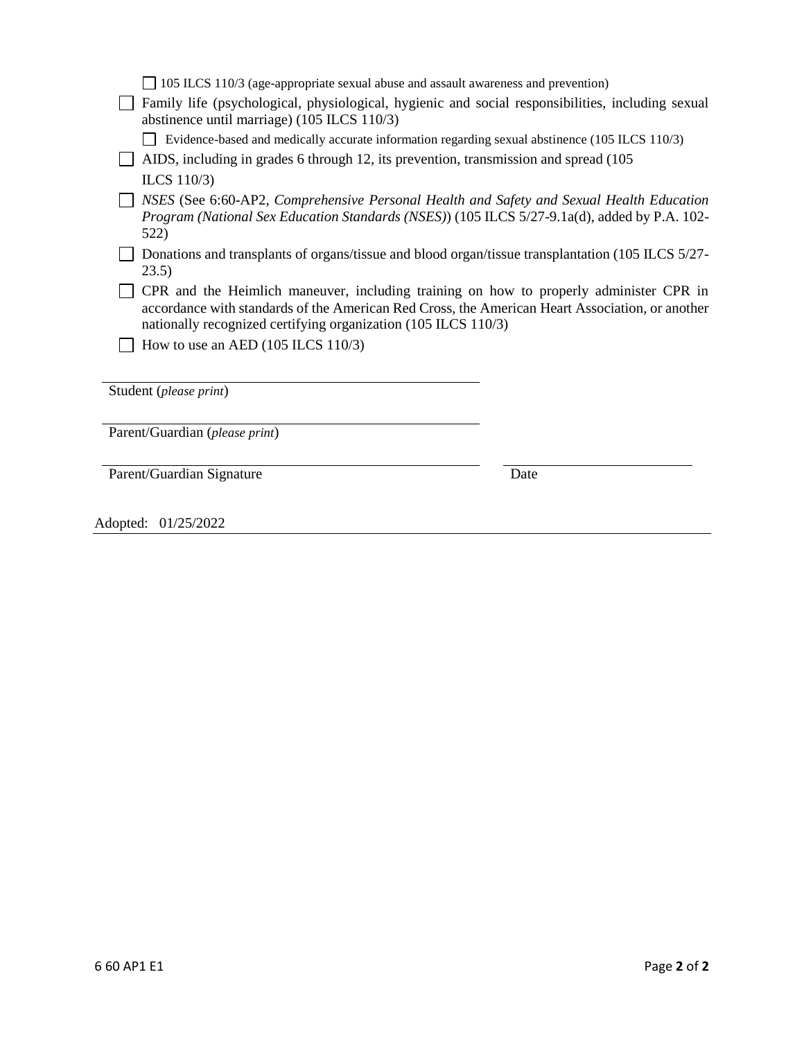- [ ] 105 ILCS 110/3 (age-appropriate sexual abuse and assault awareness and prevention)

- [ ] Family life (psychological, physiological, hygienic and social responsibilities, including sexual abstinence until marriage) (105 ILCS 110/3)
  - [ ] Evidence-based and medically accurate information regarding sexual abstinence (105 ILCS 110/3)
- [ ] AIDS, including in grades 6 through 12, its prevention, transmission and spread (105 ILCS 110/3)
- [ ] *NSES* (See 6:60-AP2, *Comprehensive Personal Health and Safety and Sexual Health Education Program (National Sex Education Standards (NSES))*) (105 ILCS 5/27-9.1a(d), added by P.A. 102-522)
- [ ] Donations and transplants of organs/tissue and blood organ/tissue transplantation (105 ILCS 5/27-23.5)
- [ ] CPR and the Heimlich maneuver, including training on how to properly administer CPR in accordance with standards of the American Red Cross, the American Heart Association, or another nationally recognized certifying organization (105 ILCS 110/3)
- [ ] How to use an AED (105 ILCS 110/3)

\_\_\_\_\_\_\_\_\_\_\_\_\_\_\_\_\_\_\_\_\_\_\_\_\_\_\_\_\_\_\_\_\_\_\_\_\_\_\_\_
Student (*please print*)

\_\_\_\_\_\_\_\_\_\_\_\_\_\_\_\_\_\_\_\_\_\_\_\_\_\_\_\_\_\_\_\_\_\_\_\_\_\_\_\_
Parent/Guardian (*please print*)

\_\_\_\_\_\_\_\_\_\_\_\_\_\_\_\_\_\_\_\_\_\_\_\_\_\_\_\_\_\_\_\_\_\_\_\_\_\_\_\_ \_\_\_\_\_\_\_\_\_\_\_\_\_\_\_\_\_\_\_\_
Parent/Guardian Signature Date

Adopted: 01/25/2022